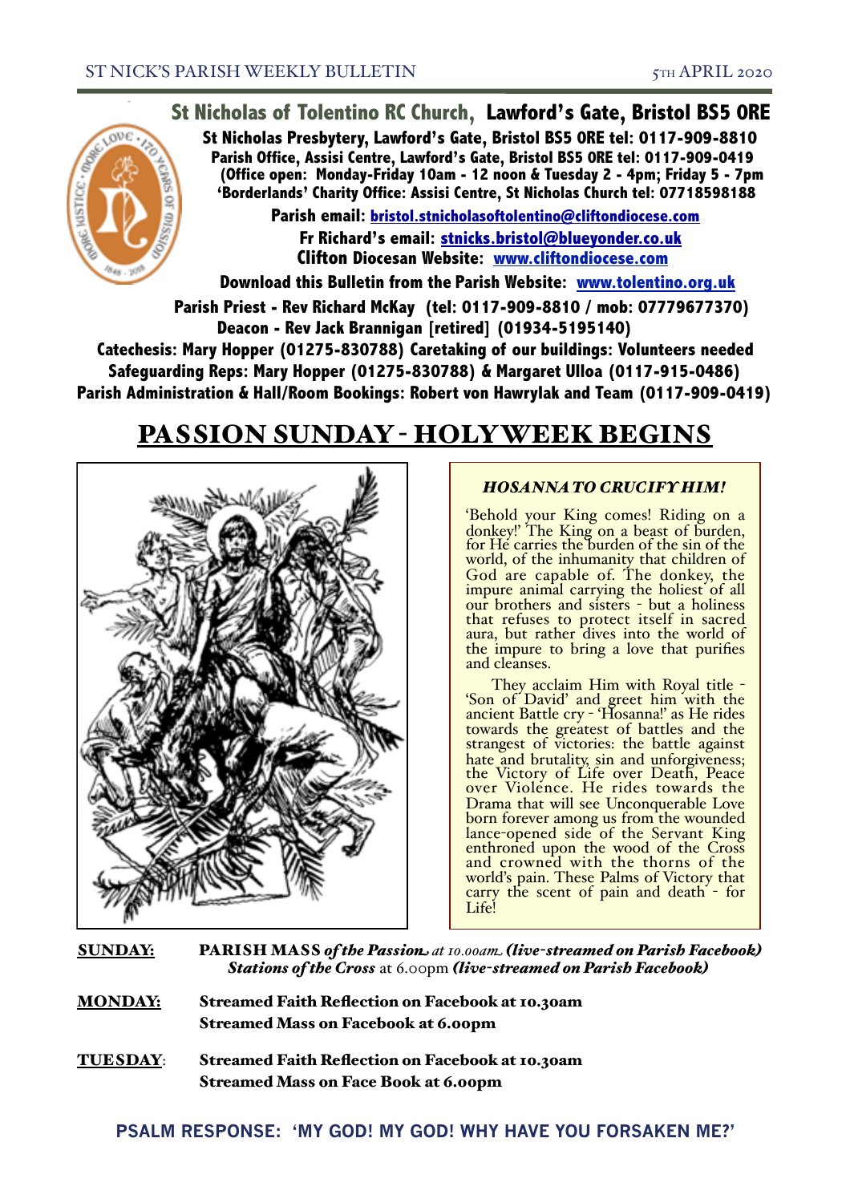## St Nicholas of Tolentino RC Church, Lawford's Gate, Bristol BS5 0RE

**St Nicholas Presbytery, Lawford's Gate, Bristol BS5 0RE tel: 0117-909-8810**
**Parish Office, Assisi Centre, Lawford's Gate, Bristol BS5 0RE tel: 0117-909-0419**
**(Office open: Monday-Friday 10am - 12 noon & Tuesday 2 - 4pm; Friday 5 - 7pm**
**'Borderlands' Charity Office: Assisi Centre, St Nicholas Church tel: 07718598188**

**Parish email: bristol.stnicholasoftolentino@cliftondiocese.com**
**Fr Richard's email: stnicks.bristol@blueyonder.co.uk**
**Clifton Diocesan Website: www.cliftondiocese.com**

**Download this Bulletin from the Parish Website: www.tolentino.org.uk**

**Parish Priest - Rev Richard McKay (tel: 0117-909-8810 / mob: 07779677370)**
**Deacon - Rev Jack Brannigan [retired] (01934-5195140)**
**Catechesis: Mary Hopper (01275-830788) Caretaking of our buildings: Volunteers needed**
**Safeguarding Reps: Mary Hopper (01275-830788) & Margaret Ulloa (0117-915-0486)**
**Parish Administration & Hall/Room Bookings: Robert von Hawrylak and Team (0117-909-0419)**

# PASSION SUNDAY - HOLYWEEK BEGINS

### *HOSANNA TO CRUCIFY HIM!*

'Behold your King comes! Riding on a donkey!' The King on a beast of burden, for He carries the burden of the sin of the world, of the inhumanity that children of God are capable of. The donkey, the impure animal carrying the holiest of all our brothers and sisters - but a holiness that refuses to protect itself in sacred aura, but rather dives into the world of the impure to bring a love that purifies and cleanses.

They acclaim Him with Royal title - 'Son of David' and greet him with the ancient Battle cry - 'Hosanna!' as He rides towards the greatest of battles and the strangest of victories: the battle against hate and brutality, sin and unforgiveness; the Victory of Life over Death, Peace over Violence. He rides towards the Drama that will see Unconquerable Love born forever among us from the wounded lance-opened side of the Servant King enthroned upon the wood of the Cross and crowned with the thorns of the world's pain. These Palms of Victory that carry the scent of pain and death - for Life!

**SUNDAY:** **PARISH MASS** ***of the Passion*** *at 10.00am* ***(live-streamed on Parish Facebook)***
***Stations of the Cross*** at 6.00pm ***(live-streamed on Parish Facebook)***

**MONDAY:** **Streamed Faith Reflection on Facebook at 10.30am**
**Streamed Mass on Facebook at 6.00pm**

**TUESDAY:** **Streamed Faith Reflection on Facebook at 10.30am**
**Streamed Mass on Face Book at 6.00pm**

**PSALM RESPONSE: 'MY GOD! MY GOD! WHY HAVE YOU FORSAKEN ME?'**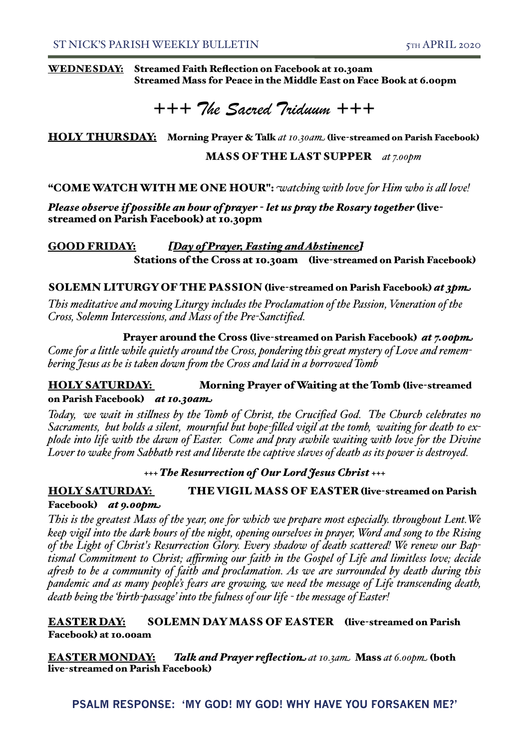**WEDNESDAY:** **Streamed Faith Reflection on Facebook at 10.30am**
**Streamed Mass for Peace in the Middle East on Face Book at 6.00pm**

# *+++ The Sacred Triduum +++*

**HOLY THURSDAY:** **Morning Prayer & Talk** *at 10.30am* **(live-streamed on Parish Facebook)**

**MASS OF THE LAST SUPPER** *at 7.00pm*

**"COME WATCH WITH ME ONE HOUR":** *watching with love for Him who is all love!*

***Please observe if possible an hour of prayer - let us pray the Rosary together*** **(live-streamed on Parish Facebook) at 10.30pm**

**GOOD FRIDAY:** ***[Day of Prayer, Fasting and Abstinence]***
**Stations of the Cross at 10.30am (live-streamed on Parish Facebook)**

**SOLEMN LITURGY OF THE PASSION (live-streamed on Parish Facebook)** ***at 3pm***

*This meditative and moving Liturgy includes the Proclamation of the Passion, Veneration of the Cross, Solemn Intercessions, and Mass of the Pre-Sanctified.*

**Prayer around the Cross (live-streamed on Parish Facebook)** ***at 7.00pm***
*Come for a little while quietly around the Cross, pondering this great mystery of Love and remembering Jesus as he is taken down from the Cross and laid in a borrowed Tomb*

**HOLY SATURDAY:** **Morning Prayer of Waiting at the Tomb (live-streamed on Parish Facebook)** ***at 10.30am***

*Today, we wait in stillness by the Tomb of Christ, the Crucified God. The Church celebrates no Sacraments, but holds a silent, mournful but hope-filled vigil at the tomb, waiting for death to explode into life with the dawn of Easter. Come and pray awhile waiting with love for the Divine Lover to wake from Sabbath rest and liberate the captive slaves of death as its power is destroyed.*

***+++ The Resurrection of Our Lord Jesus Christ +++***

**HOLY SATURDAY:** **THE VIGIL MASS OF EASTER (live-streamed on Parish Facebook)** ***at 9.00pm***

*This is the greatest Mass of the year, one for which we prepare most especially. throughout Lent. We keep vigil into the dark hours of the night, opening ourselves in prayer, Word and song to the Rising of the Light of Christ's Resurrection Glory. Every shadow of death scattered! We renew our Baptismal Commitment to Christ; affirming our faith in the Gospel of Life and limitless love; decide afresh to be a community of faith and proclamation. As we are surrounded by death during this pandemic and as many people's fears are growing, we need the message of Life transcending death, death being the 'birth-passage' into the fulness of our life - the message of Easter!*

**EASTER DAY:** **SOLEMN DAY MASS OF EASTER (live-streamed on Parish Facebook) at 10.00am**

**EASTER MONDAY:** ***Talk and Prayer reflection*** *at 10.3am* **Mass** *at 6.00pm* **(both live-streamed on Parish Facebook)**

**PSALM RESPONSE: 'MY GOD! MY GOD! WHY HAVE YOU FORSAKEN ME?'**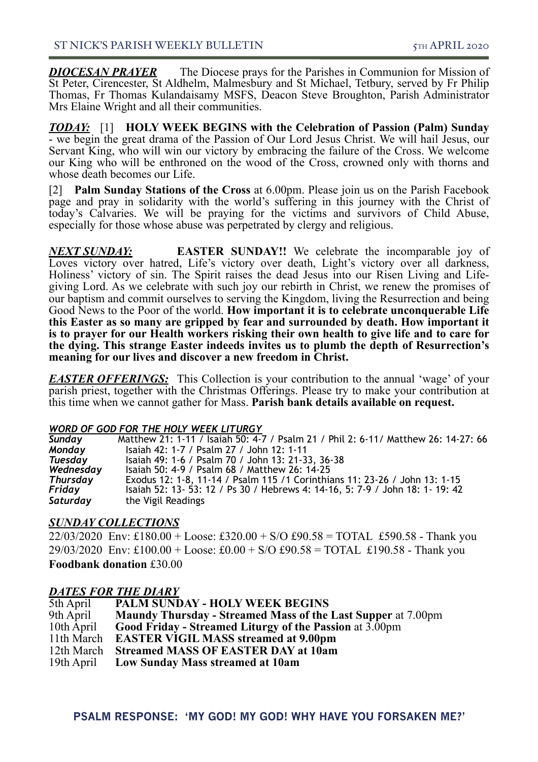***DIOCESAN PRAYER*** The Diocese prays for the Parishes in Communion for Mission of St Peter, Cirencester, St Aldhelm, Malmesbury and St Michael, Tetbury, served by Fr Philip Thomas, Fr Thomas Kulandaisamy MSFS, Deacon Steve Broughton, Parish Administrator Mrs Elaine Wright and all their communities.

***TODAY:*** [1] **HOLY WEEK BEGINS with the Celebration of Passion (Palm) Sunday** - we begin the great drama of the Passion of Our Lord Jesus Christ. We will hail Jesus, our Servant King, who will win our victory by embracing the failure of the Cross. We welcome our King who will be enthroned on the wood of the Cross, crowned only with thorns and whose death becomes our Life.

[2] **Palm Sunday Stations of the Cross** at 6.00pm. Please join us on the Parish Facebook page and pray in solidarity with the world's suffering in this journey with the Christ of today's Calvaries. We will be praying for the victims and survivors of Child Abuse, especially for those whose abuse was perpetrated by clergy and religious.

***NEXT SUNDAY:*** **EASTER SUNDAY!!** We celebrate the incomparable joy of Loves victory over hatred, Life's victory over death, Light's victory over all darkness, Holiness' victory of sin. The Spirit raises the dead Jesus into our Risen Living and Life-giving Lord. As we celebrate with such joy our rebirth in Christ, we renew the promises of our baptism and commit ourselves to serving the Kingdom, living the Resurrection and being Good News to the Poor of the world. **How important it is to celebrate unconquerable Life this Easter as so many are gripped by fear and surrounded by death. How important it is to prayer for our Health workers risking their own health to give life and to care for the dying. This strange Easter indeeds invites us to plumb the depth of Resurrection's meaning for our lives and discover a new freedom in Christ.**

***EASTER OFFERINGS:*** This Collection is your contribution to the annual 'wage' of your parish priest, together with the Christmas Offerings. Please try to make your contribution at this time when we cannot gather for Mass. **Parish bank details available on request.**

***WORD OF GOD FOR THE HOLY WEEK LITURGY***

| | |
|---|---|
| ***Sunday*** | Matthew 21: 1-11 / Isaiah 50: 4-7 / Psalm 21 / Phil 2: 6-11/ Matthew 26: 14-27: 66 |
| ***Monday*** | Isaiah 42: 1-7 / Psalm 27 / John 12: 1-11 |
| ***Tuesday*** | Isaiah 49: 1-6 / Psalm 70 / John 13: 21-33, 36-38 |
| ***Wednesday*** | Isaiah 50: 4-9 / Psalm 68 / Matthew 26: 14-25 |
| ***Thursday*** | Exodus 12: 1-8, 11-14 / Psalm 115 /1 Corinthians 11: 23-26 / John 13: 1-15 |
| ***Friday*** | Isaiah 52: 13- 53: 12 / Ps 30 / Hebrews 4: 14-16, 5: 7-9 / John 18: 1- 19: 42 |
| ***Saturday*** | the Vigil Readings |

***SUNDAY COLLECTIONS***

22/03/2020 Env: £180.00 + Loose: £320.00 + S/O £90.58 = TOTAL £590.58 - Thank you
29/03/2020 Env: £100.00 + Loose: £0.00 + S/O £90.58 = TOTAL £190.58 - Thank you
**Foodbank donation** £30.00

***DATES FOR THE DIARY***

| | |
|---|---|
| 5th April | **PALM SUNDAY - HOLY WEEK BEGINS** |
| 9th April | **Maundy Thursday - Streamed Mass of the Last Supper** at 7.00pm |
| 10th April | **Good Friday - Streamed Liturgy of the Passion** at 3.00pm |
| 11th March | **EASTER VIGIL MASS streamed at 9.00pm** |
| 12th March | **Streamed MASS OF EASTER DAY at 10am** |
| 19th April | **Low Sunday Mass streamed at 10am** |

**PSALM RESPONSE: 'MY GOD! MY GOD! WHY HAVE YOU FORSAKEN ME?'**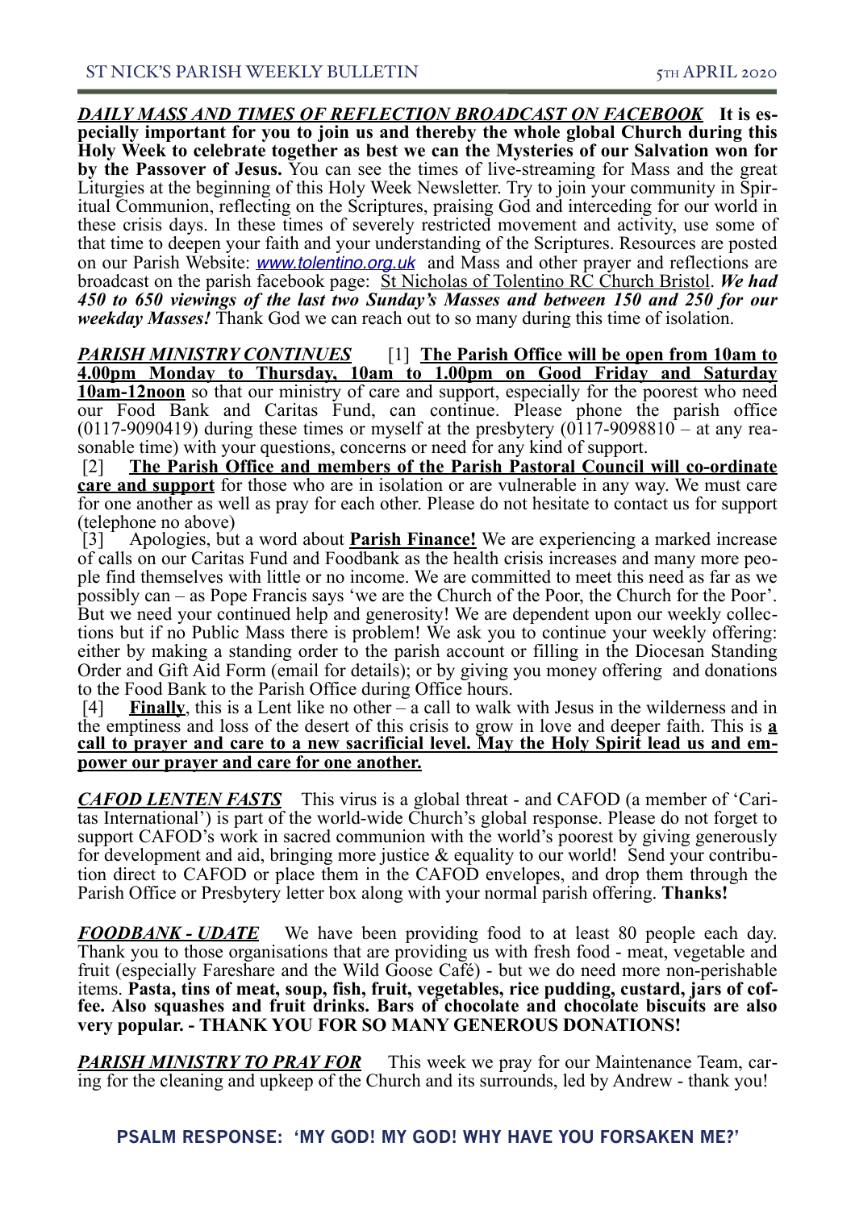***DAILY MASS AND TIMES OF REFLECTION BROADCAST ON FACEBOOK*** **It is especially important for you to join us and thereby the whole global Church during this Holy Week to celebrate together as best we can the Mysteries of our Salvation won for by the Passover of Jesus.** You can see the times of live-streaming for Mass and the great Liturgies at the beginning of this Holy Week Newsletter. Try to join your community in Spiritual Communion, reflecting on the Scriptures, praising God and interceding for our world in these crisis days. In these times of severely restricted movement and activity, use some of that time to deepen your faith and your understanding of the Scriptures. Resources are posted on our Parish Website: *www.tolentino.org.uk* and Mass and other prayer and reflections are broadcast on the parish facebook page: St Nicholas of Tolentino RC Church Bristol. ***We had 450 to 650 viewings of the last two Sunday's Masses and between 150 and 250 for our weekday Masses!*** Thank God we can reach out to so many during this time of isolation.

***PARISH MINISTRY CONTINUES*** [1] **The Parish Office will be open from 10am to 4.00pm Monday to Thursday, 10am to 1.00pm on Good Friday and Saturday 10am-12noon** so that our ministry of care and support, especially for the poorest who need our Food Bank and Caritas Fund, can continue. Please phone the parish office (0117-9090419) during these times or myself at the presbytery (0117-9098810 – at any reasonable time) with your questions, concerns or need for any kind of support.

[2] **The Parish Office and members of the Parish Pastoral Council will co-ordinate care and support** for those who are in isolation or are vulnerable in any way. We must care for one another as well as pray for each other. Please do not hesitate to contact us for support (telephone no above)

[3] Apologies, but a word about **Parish Finance!** We are experiencing a marked increase of calls on our Caritas Fund and Foodbank as the health crisis increases and many more people find themselves with little or no income. We are committed to meet this need as far as we possibly can – as Pope Francis says 'we are the Church of the Poor, the Church for the Poor'. But we need your continued help and generosity! We are dependent upon our weekly collections but if no Public Mass there is problem! We ask you to continue your weekly offering: either by making a standing order to the parish account or filling in the Diocesan Standing Order and Gift Aid Form (email for details); or by giving you money offering and donations to the Food Bank to the Parish Office during Office hours.

[4] **Finally**, this is a Lent like no other – a call to walk with Jesus in the wilderness and in the emptiness and loss of the desert of this crisis to grow in love and deeper faith. This is **a call to prayer and care to a new sacrificial level. May the Holy Spirit lead us and empower our prayer and care for one another.**

***CAFOD LENTEN FASTS*** This virus is a global threat - and CAFOD (a member of 'Caritas International') is part of the world-wide Church's global response. Please do not forget to support CAFOD's work in sacred communion with the world's poorest by giving generously for development and aid, bringing more justice & equality to our world! Send your contribution direct to CAFOD or place them in the CAFOD envelopes, and drop them through the Parish Office or Presbytery letter box along with your normal parish offering. **Thanks!**

***FOODBANK - UDATE*** We have been providing food to at least 80 people each day. Thank you to those organisations that are providing us with fresh food - meat, vegetable and fruit (especially Fareshare and the Wild Goose Café) - but we do need more non-perishable items. **Pasta, tins of meat, soup, fish, fruit, vegetables, rice pudding, custard, jars of coffee. Also squashes and fruit drinks. Bars of chocolate and chocolate biscuits are also very popular. - THANK YOU FOR SO MANY GENEROUS DONATIONS!**

***PARISH MINISTRY TO PRAY FOR*** This week we pray for our Maintenance Team, caring for the cleaning and upkeep of the Church and its surrounds, led by Andrew - thank you!

**PSALM RESPONSE: 'MY GOD! MY GOD! WHY HAVE YOU FORSAKEN ME?'**